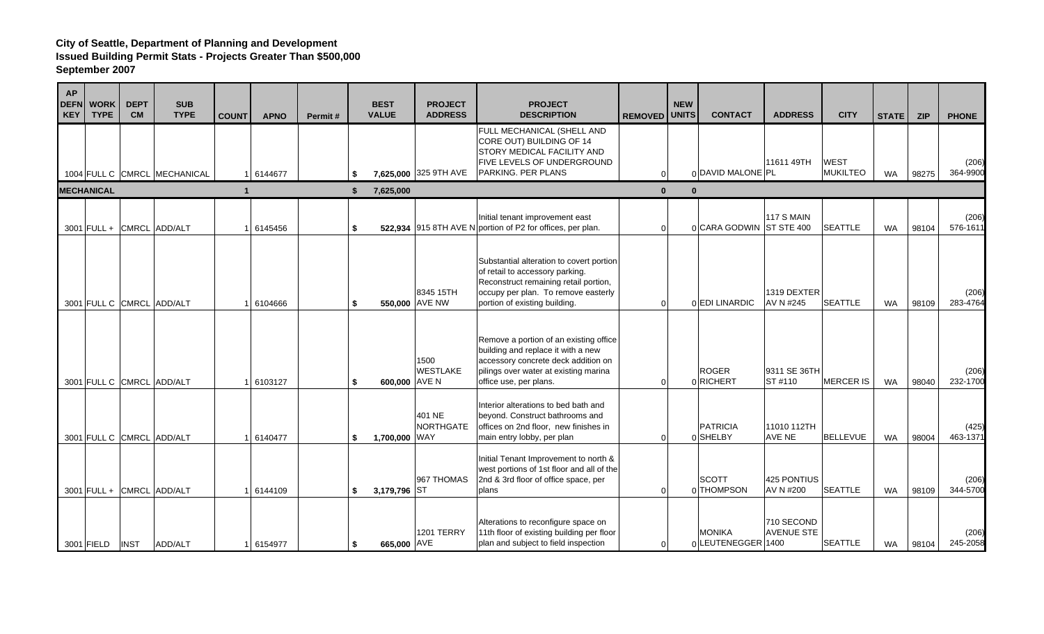**City of Seattle, Department of Planning and Development**
**Issued Building Permit Stats - Projects Greater Than $500,000**
**September 2007**

| AP DEFN KEY | WORK TYPE | DEPT CM | SUB TYPE | COUNT | APNO | Permit # | BEST VALUE | PROJECT ADDRESS | PROJECT DESCRIPTION | REMOVED | NEW UNITS | CONTACT | ADDRESS | CITY | STATE | ZIP | PHONE |
|---|---|---|---|---|---|---|---|---|---|---|---|---|---|---|---|---|---|
| 1004 | FULL C | CMRCL | MECHANICAL | 1 | 6144677 | | $ 7,625,000 | 325 9TH AVE | FULL MECHANICAL (SHELL AND CORE OUT) BUILDING OF 14 STORY MEDICAL FACILITY AND FIVE LEVELS OF UNDERGROUND PARKING. PER PLANS | 0 | 0 | DAVID MALONE | 11611 49TH PL | WEST MUKILTEO | WA | 98275 | (206) 364-9900 |
| **MECHANICAL** | | | | **1** | | | **$ 7,625,000** | | | **0** | **0** | | | | | | |
| 3001 | FULL + | CMRCL | ADD/ALT | 1 | 6145456 | | $ 522,934 | 915 8TH AVE N | Initial tenant improvement east portion of P2 for offices, per plan. | 0 | 0 | CARA GODWIN | 117 S MAIN ST STE 400 | SEATTLE | WA | 98104 | (206) 576-1611 |
| 3001 | FULL C | CMRCL | ADD/ALT | 1 | 6104666 | | $ 550,000 | 8345 15TH AVE NW | Substantial alteration to covert portion of retail to accessory parking. Reconstruct remaining retail portion, occupy per plan. To remove easterly portion of existing building. | 0 | 0 | EDI LINARDIC | 1319 DEXTER AV N #245 | SEATTLE | WA | 98109 | (206) 283-4764 |
| 3001 | FULL C | CMRCL | ADD/ALT | 1 | 6103127 | | $ 600,000 | 1500 WESTLAKE AVE N | Remove a portion of an existing office building and replace it with a new accessory concrete deck addition on pilings over water at existing marina office use, per plans. | 0 | 0 | ROGER RICHERT | 9311 SE 36TH ST #110 | MERCER IS | WA | 98040 | (206) 232-1700 |
| 3001 | FULL C | CMRCL | ADD/ALT | 1 | 6140477 | | $ 1,700,000 | 401 NE NORTHGATE WAY | Interior alterations to bed bath and beyond. Construct bathrooms and offices on 2nd floor, new finishes in main entry lobby, per plan | 0 | 0 | PATRICIA SHELBY | 11010 112TH AVE NE | BELLEVUE | WA | 98004 | (425) 463-1371 |
| 3001 | FULL + | CMRCL | ADD/ALT | 1 | 6144109 | | $ 3,179,796 | 967 THOMAS ST | Initial Tenant Improvement to north & west portions of 1st floor and all of the 2nd & 3rd floor of office space, per plans | 0 | 0 | SCOTT THOMPSON | 425 PONTIUS AV N #200 | SEATTLE | WA | 98109 | (206) 344-5700 |
| 3001 | FIELD | INST | ADD/ALT | 1 | 6154977 | | $ 665,000 | 1201 TERRY AVE | Alterations to reconfigure space on 11th floor of existing building per floor plan and subject to field inspection | 0 | 0 | MONIKA LEUTENEGGER | 710 SECOND AVENUE STE 1400 | SEATTLE | WA | 98104 | (206) 245-2058 |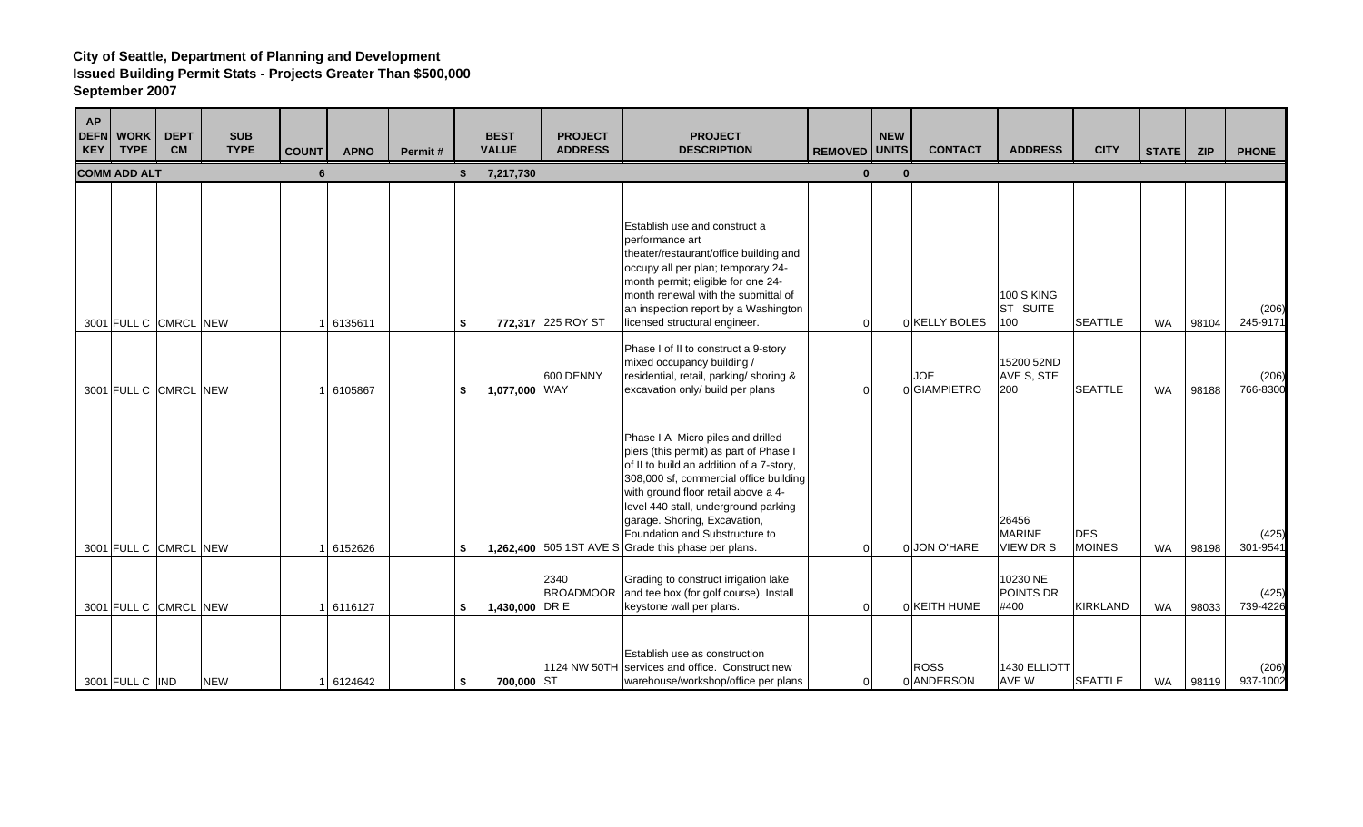**City of Seattle, Department of Planning and Development**
**Issued Building Permit Stats - Projects Greater Than $500,000**
**September 2007**

| AP DEFN KEY | WORK TYPE | DEPT CM | SUB TYPE | COUNT | APNO | Permit # | BEST VALUE | PROJECT ADDRESS | PROJECT DESCRIPTION | REMOVED | NEW UNITS | CONTACT | ADDRESS | CITY | STATE | ZIP | PHONE |
|---|---|---|---|---|---|---|---|---|---|---|---|---|---|---|---|---|---|
| **COMM ADD ALT** | | | | **6** | | | **$ 7,217,730** | | | **0** | **0** | | | | | | |
| 3001 | FULL C | CMRCL | NEW | 1 | 6135611 | | $ 772,317 | 225 ROY ST | Establish use and construct a performance art theater/restaurant/office building and occupy all per plan; temporary 24-month permit; eligible for one 24-month renewal with the submittal of an inspection report by a Washington licensed structural engineer. | 0 | 0 | KELLY BOLES | 100 S KING ST SUITE 100 | SEATTLE | WA | 98104 | (206) 245-9171 |
| 3001 | FULL C | CMRCL | NEW | 1 | 6105867 | | $ 1,077,000 | 600 DENNY WAY | Phase I of II to construct a 9-story mixed occupancy building / residential, retail, parking/ shoring & excavation only/ build per plans | 0 | 0 | JOE GIAMPIETRO | 15200 52ND AVE S, STE 200 | SEATTLE | WA | 98188 | (206) 766-8300 |
| 3001 | FULL C | CMRCL | NEW | 1 | 6152626 | | $ 1,262,400 | 505 1ST AVE S | Phase I A Micro piles and drilled piers (this permit) as part of Phase I of II to build an addition of a 7-story, 308,000 sf, commercial office building with ground floor retail above a 4-level 440 stall, underground parking garage. Shoring, Excavation, Foundation and Substructure to Grade this phase per plans. | 0 | 0 | JON O'HARE | 26456 MARINE VIEW DR S | DES MOINES | WA | 98198 | (425) 301-9541 |
| 3001 | FULL C | CMRCL | NEW | 1 | 6116127 | | $ 1,430,000 | 2340 BROADMOOR DR E | Grading to construct irrigation lake and tee box (for golf course). Install keystone wall per plans. | 0 | 0 | KEITH HUME | 10230 NE POINTS DR #400 | KIRKLAND | WA | 98033 | (425) 739-4226 |
| 3001 | FULL C | IND | NEW | 1 | 6124642 | | $ 700,000 | 1124 NW 50TH ST | Establish use as construction services and office. Construct new warehouse/workshop/office per plans | 0 | 0 | ROSS ANDERSON | 1430 ELLIOTT AVE W | SEATTLE | WA | 98119 | (206) 937-1002 |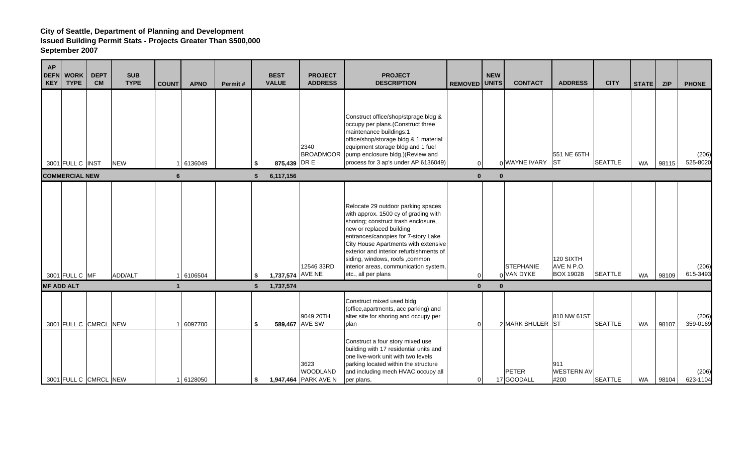**City of Seattle, Department of Planning and Development**
**Issued Building Permit Stats - Projects Greater Than $500,000**
**September 2007**

| AP DEFN KEY | WORK TYPE | DEPT CM | SUB TYPE | COUNT | APNO | Permit # | BEST VALUE | PROJECT ADDRESS | PROJECT DESCRIPTION | REMOVED | NEW UNITS | CONTACT | ADDRESS | CITY | STATE | ZIP | PHONE |
|---|---|---|---|---|---|---|---|---|---|---|---|---|---|---|---|---|---|
| 3001 | FULL C | INST | NEW | 1 | 6136049 | | $ 875,439 | 2340 BROADMOOR DR E | Construct office/shop/stprage,bldg & occupy per plans.(Construct three maintenance buildings:1 office/shop/storage bldg & 1 material equipment storage bldg and 1 fuel pump enclosure bldg.)(Review and process for 3 ap's under AP 6136049) | 0 | 0 | WAYNE IVARY | 551 NE 65TH ST | SEATTLE | WA | 98115 | (206) 525-8020 |
| **COMMERCIAL NEW** | | | | **6** | | | **$ 6,117,156** | | | **0** | **0** | | | | | | |
| 3001 | FULL C | MF | ADD/ALT | 1 | 6106504 | | $ 1,737,574 | 12546 33RD AVE NE | Relocate 29 outdoor parking spaces with approx. 1500 cy of grading with shoring; construct trash enclosure, new or replaced building entrances/canopies for 7-story Lake City House Apartments with extensive exterior and interior refurbishments of siding, windows, roofs ,common interior areas, communication system, etc., all per plans | 0 | 0 | STEPHANIE VAN DYKE | 120 SIXTH AVE N P.O. BOX 19028 | SEATTLE | WA | 98109 | (206) 615-3493 |
| **MF ADD ALT** | | | | **1** | | | **$ 1,737,574** | | | **0** | **0** | | | | | | |
| 3001 | FULL C | CMRCL | NEW | 1 | 6097700 | | $ 589,467 | 9049 20TH AVE SW | Construct mixed used bldg (office,apartments, acc parking) and alter site for shoring and occupy per plan | 0 | 2 | MARK SHULER | 810 NW 61ST ST | SEATTLE | WA | 98107 | (206) 359-0169 |
| 3001 | FULL C | CMRCL | NEW | 1 | 6128050 | | $ 1,947,464 | 3623 WOODLAND PARK AVE N | Construct a four story mixed use building with 17 residential units and one live-work unit with two levels parking located within the structure and including mech HVAC occupy all per plans. | 0 | 17 | PETER GOODALL | 911 WESTERN AV #200 | SEATTLE | WA | 98104 | (206) 623-1104 |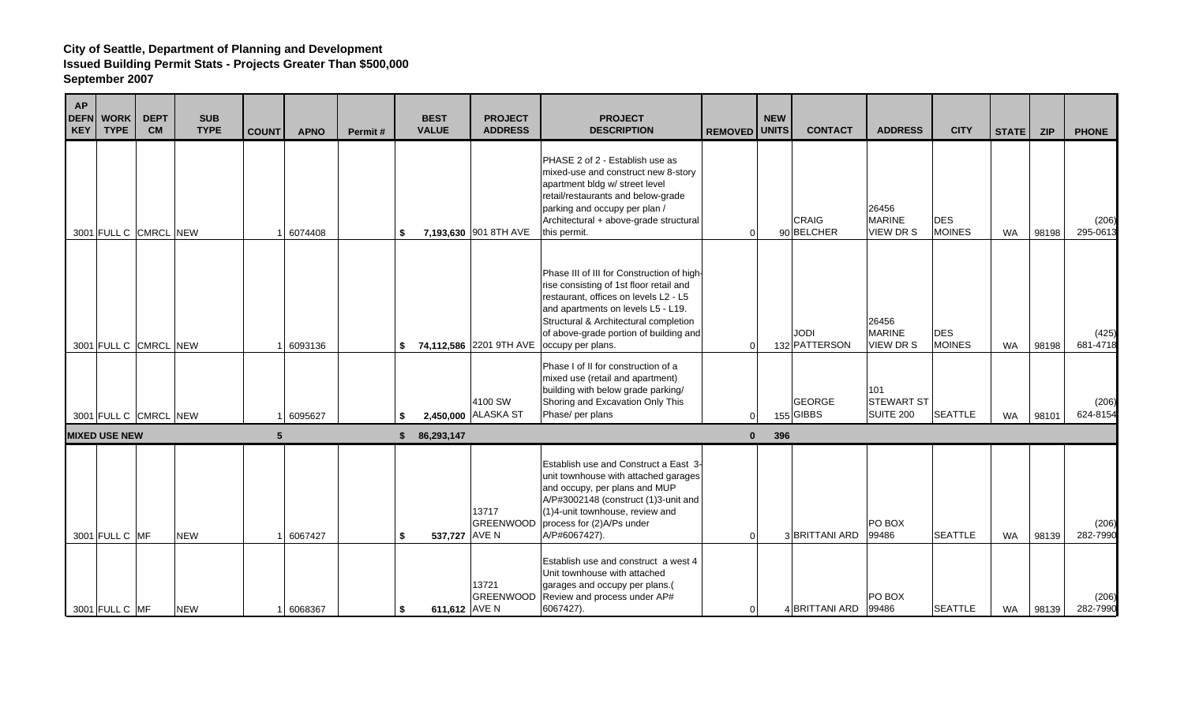**City of Seattle, Department of Planning and Development**
**Issued Building Permit Stats - Projects Greater Than $500,000**
**September 2007**

| AP DEFN KEY | WORK TYPE | DEPT CM | SUB TYPE | COUNT | APNO | Permit # | BEST VALUE | PROJECT ADDRESS | PROJECT DESCRIPTION | REMOVED | NEW UNITS | CONTACT | ADDRESS | CITY | STATE | ZIP | PHONE |
|---|---|---|---|---|---|---|---|---|---|---|---|---|---|---|---|---|---|
| 3001 | FULL C | CMRCL | NEW | 1 | 6074408 | | $ 7,193,630 | 901 8TH AVE | PHASE 2 of 2 - Establish use as mixed-use and construct new 8-story apartment bldg w/ street level retail/restaurants and below-grade parking and occupy per plan / Architectural + above-grade structural this permit. | 0 | 90 | CRAIG BELCHER | 26456 MARINE VIEW DR S | DES MOINES | WA | 98198 | (206) 295-0613 |
| 3001 | FULL C | CMRCL | NEW | 1 | 6093136 | | $ 74,112,586 | 2201 9TH AVE | Phase III of III for Construction of high-rise consisting of 1st floor retail and restaurant, offices on levels L2 - L5 and apartments on levels L5 - L19. Structural & Architectural completion of above-grade portion of building and occupy per plans. | 0 | 132 | JODI PATTERSON | 26456 MARINE VIEW DR S | DES MOINES | WA | 98198 | (425) 681-4718 |
| 3001 | FULL C | CMRCL | NEW | 1 | 6095627 | | $ 2,450,000 | 4100 SW ALASKA ST | Phase I of II for construction of a mixed use (retail and apartment) building with below grade parking/ Shoring and Excavation Only This Phase/ per plans | 0 | 155 | GEORGE GIBBS | 101 STEWART ST SUITE 200 | SEATTLE | WA | 98101 | (206) 624-8154 |
| **MIXED USE NEW** | | | | **5** | | | **$ 86,293,147** | | | **0** | **396** | | | | | | |
| 3001 | FULL C | MF | NEW | 1 | 6067427 | | $ 537,727 | 13717 GREENWOOD AVE N | Establish use and Construct a East 3-unit townhouse with attached garages and occupy, per plans and MUP A/P#3002148 (construct (1)3-unit and (1)4-unit townhouse, review and process for (2)A/Ps under A/P#6067427). | 0 | 3 | BRITTANI ARD | PO BOX 99486 | SEATTLE | WA | 98139 | (206) 282-7990 |
| 3001 | FULL C | MF | NEW | 1 | 6068367 | | $ 611,612 | 13721 GREENWOOD AVE N | Establish use and construct a west 4 Unit townhouse with attached garages and occupy per plans.( Review and process under AP# 6067427). | 0 | 4 | BRITTANI ARD | PO BOX 99486 | SEATTLE | WA | 98139 | (206) 282-7990 |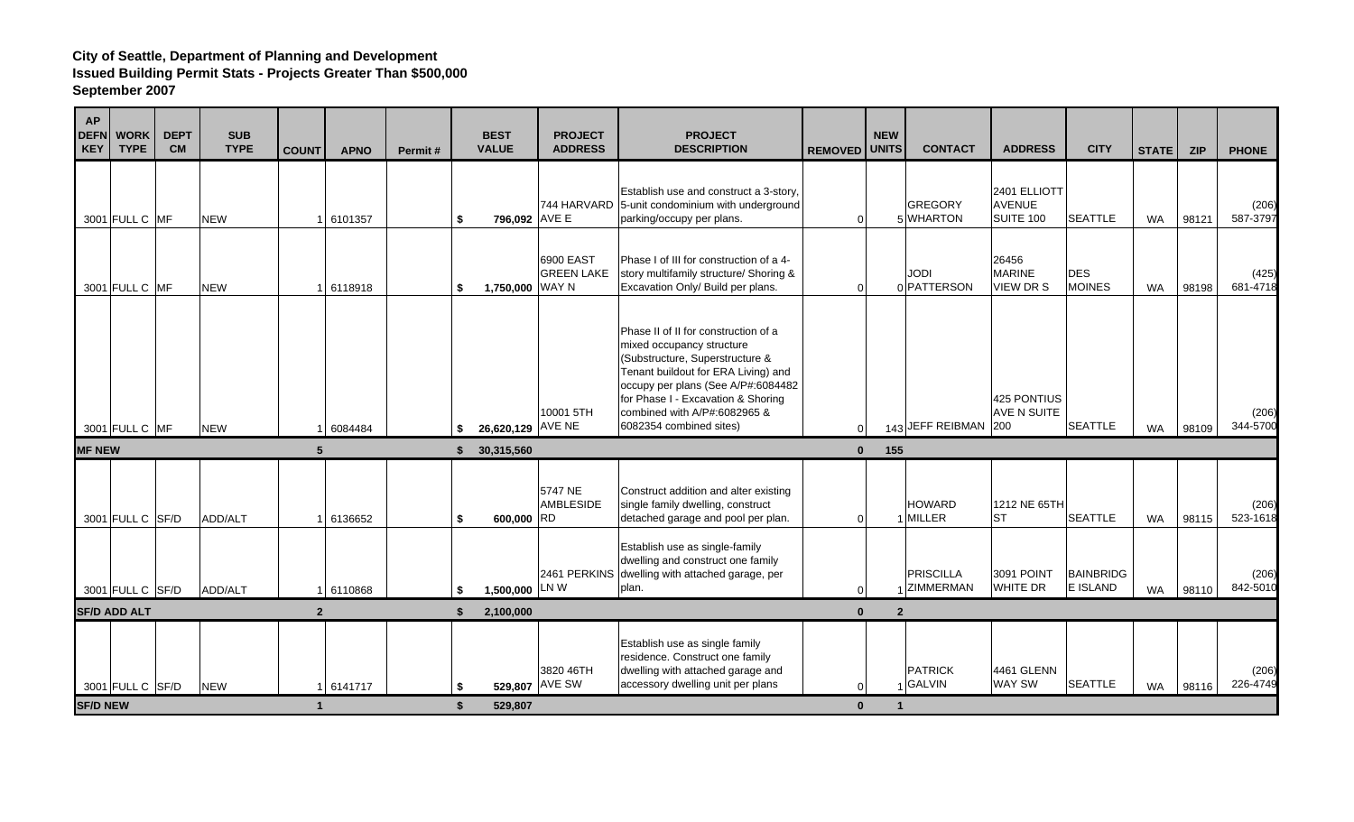**City of Seattle, Department of Planning and Development**
**Issued Building Permit Stats - Projects Greater Than $500,000**
**September 2007**

| AP DEFN KEY | WORK TYPE | DEPT CM | SUB TYPE | COUNT | APNO | Permit # | BEST VALUE | PROJECT ADDRESS | PROJECT DESCRIPTION | REMOVED | NEW UNITS | CONTACT | ADDRESS | CITY | STATE | ZIP | PHONE |
|---|---|---|---|---|---|---|---|---|---|---|---|---|---|---|---|---|---|
| 3001 | FULL C | MF | NEW | 1 | 6101357 | | $ 796,092 | 744 HARVARD AVE E | Establish use and construct a 3-story, 5-unit condominium with underground parking/occupy per plans. | 0 | 5 | GREGORY WHARTON | 2401 ELLIOTT AVENUE SUITE 100 | SEATTLE | WA | 98121 | (206) 587-3797 |
| 3001 | FULL C | MF | NEW | 1 | 6118918 | | $ 1,750,000 | 6900 EAST GREEN LAKE WAY N | Phase I of III for construction of a 4-story multifamily structure/ Shoring & Excavation Only/ Build per plans. | 0 | 0 | JODI PATTERSON | 26456 MARINE VIEW DR S | DES MOINES | WA | 98198 | (425) 681-4718 |
| 3001 | FULL C | MF | NEW | 1 | 6084484 | | $ 26,620,129 | 10001 5TH AVE NE | Phase II of II for construction of a mixed occupancy structure (Substructure, Superstructure & Tenant buildout for ERA Living) and occupy per plans (See A/P#:6084482 for Phase I - Excavation & Shoring combined with A/P#:6082965 & 6082354 combined sites) | 0 | 143 | JEFF REIBMAN | 425 PONTIUS AVE N SUITE 200 | SEATTLE | WA | 98109 | (206) 344-5700 |
| **MF NEW** | | | | **5** | | | **$ 30,315,560** | | | **0** | **155** | | | | | | |
| 3001 | FULL C | SF/D | ADD/ALT | 1 | 6136652 | | $ 600,000 | 5747 NE AMBLESIDE RD | Construct addition and alter existing single family dwelling, construct detached garage and pool per plan. | 0 | 1 | HOWARD MILLER | 1212 NE 65TH ST | SEATTLE | WA | 98115 | (206) 523-1618 |
| 3001 | FULL C | SF/D | ADD/ALT | 1 | 6110868 | | $ 1,500,000 | 2461 PERKINS LN W | Establish use as single-family dwelling and construct one family dwelling with attached garage, per plan. | 0 | 1 | PRISCILLA ZIMMERMAN | 3091 POINT WHITE DR | BAINBRIDGE ISLAND | WA | 98110 | (206) 842-5010 |
| **SF/D ADD ALT** | | | | **2** | | | **$ 2,100,000** | | | **0** | **2** | | | | | | |
| 3001 | FULL C | SF/D | NEW | 1 | 6141717 | | $ 529,807 | 3820 46TH AVE SW | Establish use as single family residence. Construct one family dwelling with attached garage and accessory dwelling unit per plans | 0 | 1 | PATRICK GALVIN | 4461 GLENN WAY SW | SEATTLE | WA | 98116 | (206) 226-4749 |
| **SF/D NEW** | | | | **1** | | | **$ 529,807** | | | **0** | **1** | | | | | | |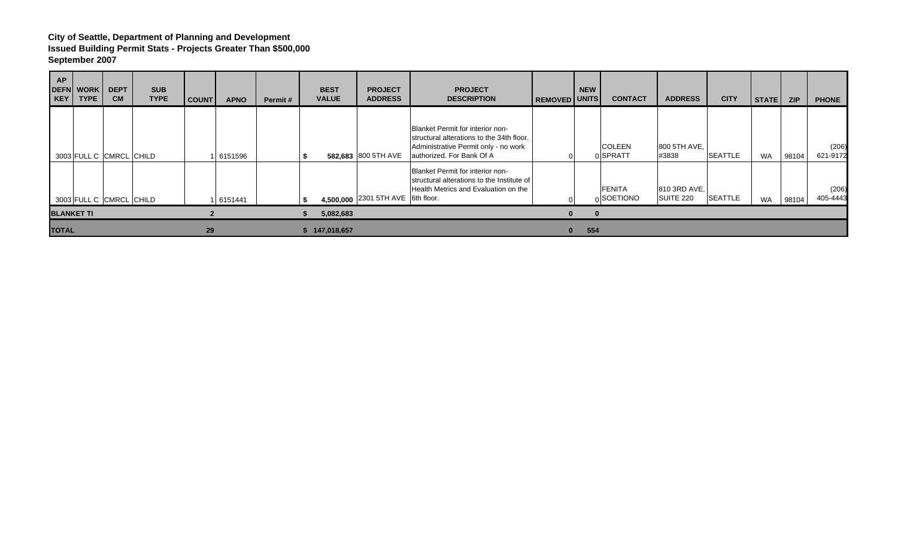**City of Seattle, Department of Planning and Development**
**Issued Building Permit Stats - Projects Greater Than $500,000**
**September 2007**

| AP DEFN KEY | WORK TYPE | DEPT CM | SUB TYPE | COUNT | APNO | Permit # | BEST VALUE | PROJECT ADDRESS | PROJECT DESCRIPTION | REMOVED | NEW UNITS | CONTACT | ADDRESS | CITY | STATE | ZIP | PHONE |
|---|---|---|---|---|---|---|---|---|---|---|---|---|---|---|---|---|---|
| 3003 | FULL C | CMRCL | CHILD | 1 | 6151596 | | $ 582,683 | 800 5TH AVE | Blanket Permit for interior non-structural alterations to the 34th floor. Administrative Permit only - no work authorized. For Bank Of A | 0 | 0 | COLEEN SPRATT | 800 5TH AVE, #3838 | SEATTLE | WA | 98104 | (206) 621-9172 |
| 3003 | FULL C | CMRCL | CHILD | 1 | 6151441 | | $ 4,500,000 | 2301 5TH AVE | Blanket Permit for interior non-structural alterations to the Institute of Health Metrics and Evaluation on the 6th floor. | 0 | 0 | FENITA SOETIONO | 810 3RD AVE, SUITE 220 | SEATTLE | WA | 98104 | (206) 405-4443 |
| **BLANKET TI** | | | | **2** | | | **$ 5,082,683** | | | **0** | **0** | | | | | | |
| **TOTAL** | | | | **29** | | | **$ 147,018,657** | | | **0** | **554** | | | | | | |